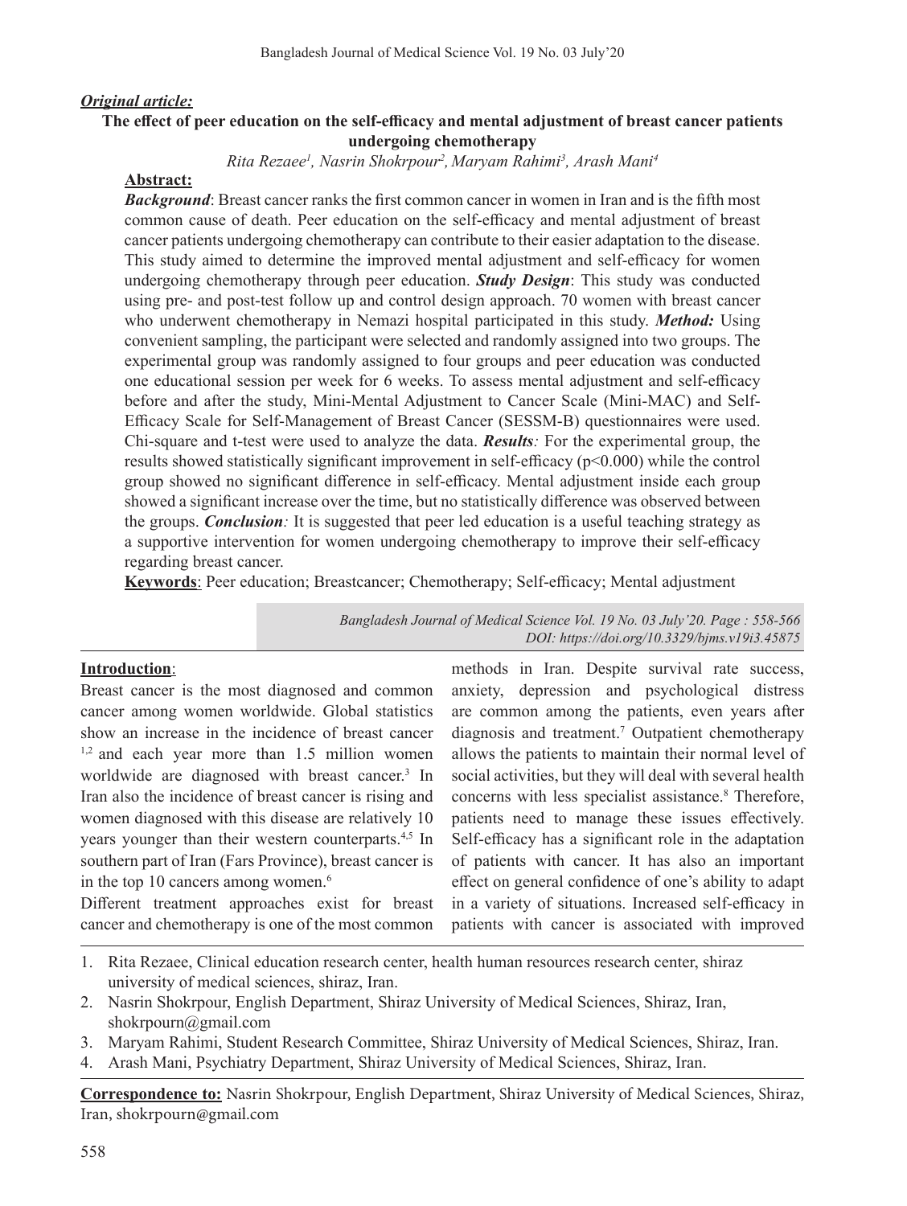***Original article:***

# The effect of peer education on the self-efficacy and mental adjustment of breast cancer patients undergoing chemotherapy

*Rita Rezaee[1], Nasrin Shokrpour[2], Maryam Rahimi[3], Arash Mani[4]*

## Abstract:

***Background***: Breast cancer ranks the first common cancer in women in Iran and is the fifth most common cause of death. Peer education on the self-efficacy and mental adjustment of breast cancer patients undergoing chemotherapy can contribute to their easier adaptation to the disease. This study aimed to determine the improved mental adjustment and self-efficacy for women undergoing chemotherapy through peer education. ***Study Design***: This study was conducted using pre- and post-test follow up and control design approach. 70 women with breast cancer who underwent chemotherapy in Nemazi hospital participated in this study. ***Method:*** Using convenient sampling, the participant were selected and randomly assigned into two groups. The experimental group was randomly assigned to four groups and peer education was conducted one educational session per week for 6 weeks. To assess mental adjustment and self-efficacy before and after the study, Mini-Mental Adjustment to Cancer Scale (Mini-MAC) and Self-Efficacy Scale for Self-Management of Breast Cancer (SESSM-B) questionnaires were used. Chi-square and t-test were used to analyze the data. ***Results****:* For the experimental group, the results showed statistically significant improvement in self-efficacy ($p<0.000$) while the control group showed no significant difference in self-efficacy. Mental adjustment inside each group showed a significant increase over the time, but no statistically difference was observed between the groups. ***Conclusion****:* It is suggested that peer led education is a useful teaching strategy as a supportive intervention for women undergoing chemotherapy to improve their self-efficacy regarding breast cancer.

**Keywords**: Peer education; Breastcancer; Chemotherapy; Self-efficacy; Mental adjustment

*DOI: https://doi.org/10.3329/bjms.v19i3.45875*

## Introduction:

Breast cancer is the most diagnosed and common cancer among women worldwide. Global statistics show an increase in the incidence of breast cancer [1,2] and each year more than 1.5 million women worldwide are diagnosed with breast cancer.[3] In Iran also the incidence of breast cancer is rising and women diagnosed with this disease are relatively 10 years younger than their western counterparts.[4,5] In southern part of Iran (Fars Province), breast cancer is in the top 10 cancers among women.[6]

Different treatment approaches exist for breast cancer and chemotherapy is one of the most common methods in Iran. Despite survival rate success, anxiety, depression and psychological distress are common among the patients, even years after diagnosis and treatment.[7] Outpatient chemotherapy allows the patients to maintain their normal level of social activities, but they will deal with several health concerns with less specialist assistance.[8] Therefore, patients need to manage these issues effectively. Self-efficacy has a significant role in the adaptation of patients with cancer. It has also an important effect on general confidence of one's ability to adapt in a variety of situations. Increased self-efficacy in patients with cancer is associated with improved

1. Rita Rezaee, Clinical education research center, health human resources research center, shiraz university of medical sciences, shiraz, Iran.
2. Nasrin Shokrpour, English Department, Shiraz University of Medical Sciences, Shiraz, Iran, shokrpourn@gmail.com
3. Maryam Rahimi, Student Research Committee, Shiraz University of Medical Sciences, Shiraz, Iran.
4. Arash Mani, Psychiatry Department, Shiraz University of Medical Sciences, Shiraz, Iran.

**Correspondence to:** Nasrin Shokrpour, English Department, Shiraz University of Medical Sciences, Shiraz, Iran, shokrpourn@gmail.com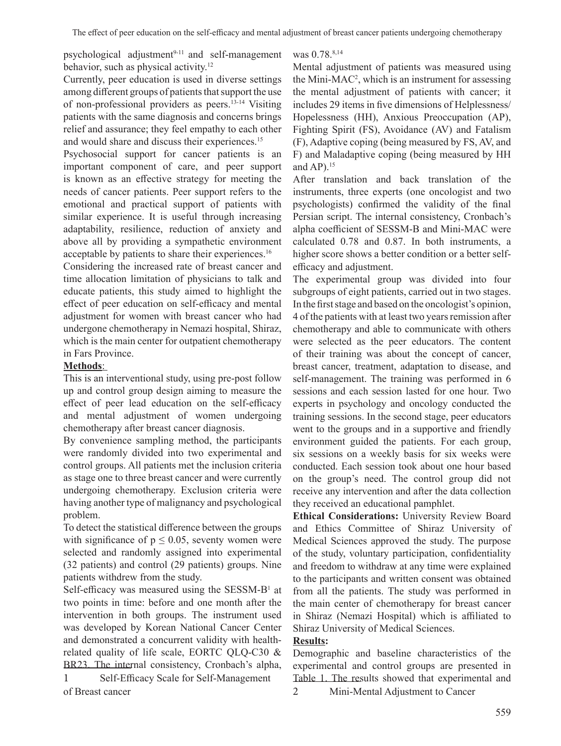psychological adjustment[9-11] and self-management behavior, such as physical activity.[12]

Currently, peer education is used in diverse settings among different groups of patients that support the use of non-professional providers as peers.[13-14] Visiting patients with the same diagnosis and concerns brings relief and assurance; they feel empathy to each other and would share and discuss their experiences.[15]

Psychosocial support for cancer patients is an important component of care, and peer support is known as an effective strategy for meeting the needs of cancer patients. Peer support refers to the emotional and practical support of patients with similar experience. It is useful through increasing adaptability, resilience, reduction of anxiety and above all by providing a sympathetic environment acceptable by patients to share their experiences.[16]

Considering the increased rate of breast cancer and time allocation limitation of physicians to talk and educate patients, this study aimed to highlight the effect of peer education on self-efficacy and mental adjustment for women with breast cancer who had undergone chemotherapy in Nemazi hospital, Shiraz, which is the main center for outpatient chemotherapy in Fars Province.

## Methods:

This is an interventional study, using pre-post follow up and control group design aiming to measure the effect of peer lead education on the self-efficacy and mental adjustment of women undergoing chemotherapy after breast cancer diagnosis.

By convenience sampling method, the participants were randomly divided into two experimental and control groups. All patients met the inclusion criteria as stage one to three breast cancer and were currently undergoing chemotherapy. Exclusion criteria were having another type of malignancy and psychological problem.

To detect the statistical difference between the groups with significance of $p \leq 0.05$, seventy women were selected and randomly assigned into experimental (32 patients) and control (29 patients) groups. Nine patients withdrew from the study.

Self-efficacy was measured using the SESSM-B[1] at two points in time: before and one month after the intervention in both groups. The instrument used was developed by Korean National Cancer Center and demonstrated a concurrent validity with health-related quality of life scale, EORTC QLQ-C30 & BR23. The internal consistency, Cronbach's alpha, was 0.78.[8,14]

Mental adjustment of patients was measured using the Mini-MAC[2], which is an instrument for assessing the mental adjustment of patients with cancer; it includes 29 items in five dimensions of Helplessness/Hopelessness (HH), Anxious Preoccupation (AP), Fighting Spirit (FS), Avoidance (AV) and Fatalism (F), Adaptive coping (being measured by FS, AV, and F) and Maladaptive coping (being measured by HH and AP).[15]

After translation and back translation of the instruments, three experts (one oncologist and two psychologists) confirmed the validity of the final Persian script. The internal consistency, Cronbach's alpha coefficient of SESSM-B and Mini-MAC were calculated 0.78 and 0.87. In both instruments, a higher score shows a better condition or a better self-efficacy and adjustment.

The experimental group was divided into four subgroups of eight patients, carried out in two stages. In the first stage and based on the oncologist's opinion, 4 of the patients with at least two years remission after chemotherapy and able to communicate with others were selected as the peer educators. The content of their training was about the concept of cancer, breast cancer, treatment, adaptation to disease, and self-management. The training was performed in 6 sessions and each session lasted for one hour. Two experts in psychology and oncology conducted the training sessions. In the second stage, peer educators went to the groups and in a supportive and friendly environment guided the patients. For each group, six sessions on a weekly basis for six weeks were conducted. Each session took about one hour based on the group's need. The control group did not receive any intervention and after the data collection they received an educational pamphlet.

**Ethical Considerations:** University Review Board and Ethics Committee of Shiraz University of Medical Sciences approved the study. The purpose of the study, voluntary participation, confidentiality and freedom to withdraw at any time were explained to the participants and written consent was obtained from all the patients. The study was performed in the main center of chemotherapy for breast cancer in Shiraz (Nemazi Hospital) which is affiliated to Shiraz University of Medical Sciences.

## Results:

Demographic and baseline characteristics of the experimental and control groups are presented in Table 1. The results showed that experimental and

1 Self-Efficacy Scale for Self-Management of Breast cancer

2 Mini-Mental Adjustment to Cancer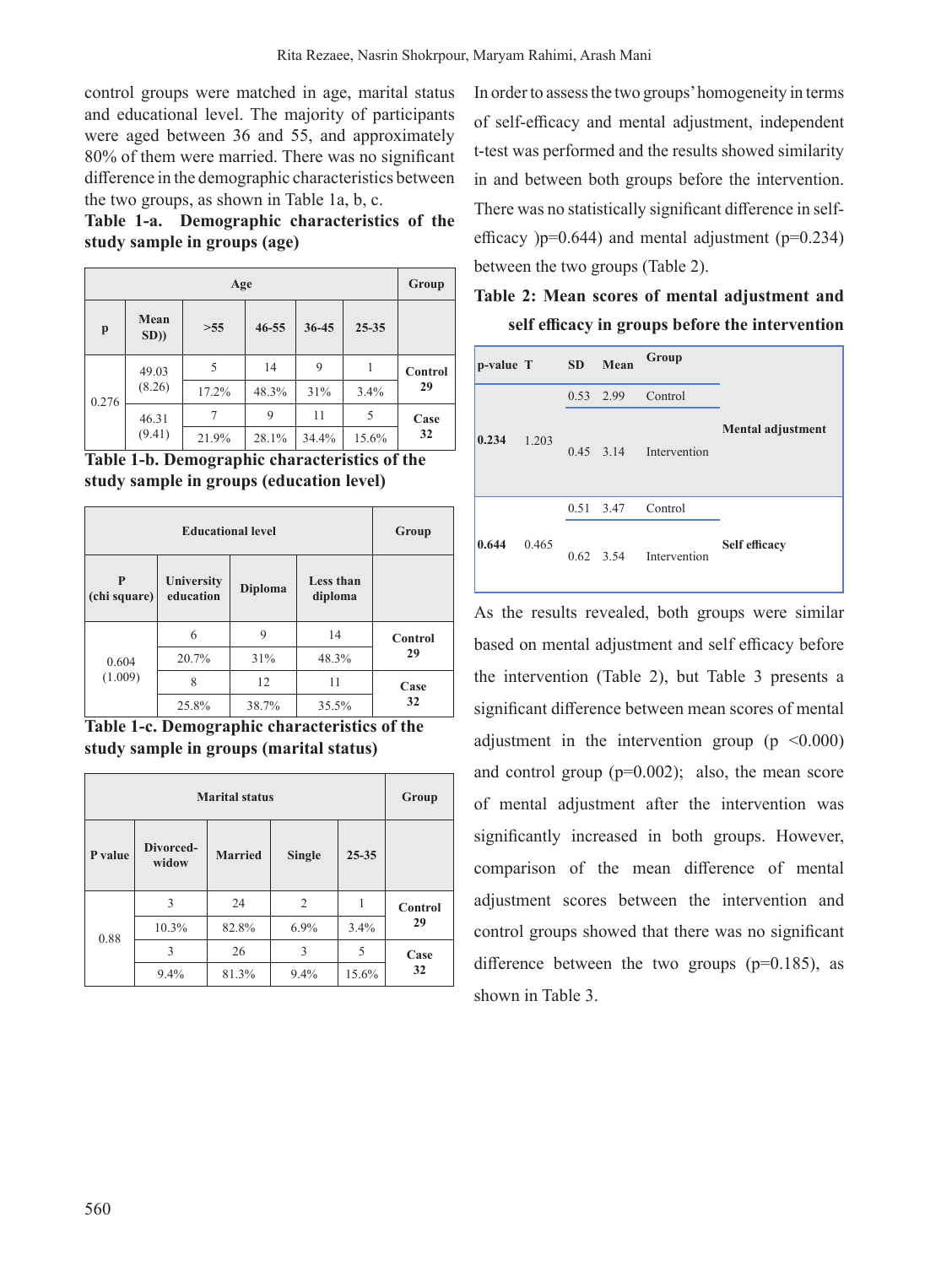control groups were matched in age, marital status and educational level. The majority of participants were aged between 36 and 55, and approximately 80% of them were married. There was no significant difference in the demographic characteristics between the two groups, as shown in Table 1a, b, c.

**Table 1-a. Demographic characteristics of the study sample in groups (age)**

| Age | | | | | | Group |
|---|---|---|---|---|---|---|
| p | Mean SD)) | >55 | 46-55 | 36-45 | 25-35 | |
| 0.276 | 49.03 (8.26) | 5 | 14 | 9 | 1 | Control 29 |
| | | 17.2% | 48.3% | 31% | 3.4% | |
| | 46.31 (9.41) | 7 | 9 | 11 | 5 | Case 32 |
| | | 21.9% | 28.1% | 34.4% | 15.6% | |

**Table 1-b. Demographic characteristics of the study sample in groups (education level)**

| Educational level | | | | Group |
|---|---|---|---|---|
| P (chi square) | University education | Diploma | Less than diploma | |
| 0.604 (1.009) | 6 | 9 | 14 | Control 29 |
| | 20.7% | 31% | 48.3% | |
| | 8 | 12 | 11 | Case 32 |
| | 25.8% | 38.7% | 35.5% | |

**Table 1-c. Demographic characteristics of the study sample in groups (marital status)**

| Marital status | | | | | Group |
|---|---|---|---|---|---|
| P value | Divorced-widow | Married | Single | 25-35 | |
| 0.88 | 3 | 24 | 2 | 1 | Control 29 |
| | 10.3% | 82.8% | 6.9% | 3.4% | |
| | 3 | 26 | 3 | 5 | Case 32 |
| | 9.4% | 81.3% | 9.4% | 15.6% | |

In order to assess the two groups' homogeneity in terms of self-efficacy and mental adjustment, independent t-test was performed and the results showed similarity in and between both groups before the intervention. There was no statistically significant difference in self-efficacy )p=0.644) and mental adjustment (p=0.234) between the two groups (Table 2).

**Table 2: Mean scores of mental adjustment and self efficacy in groups before the intervention**

| p-value | T | SD | Mean | Group | |
|---|---|---|---|---|---|
| 0.234 | 1.203 | 0.53 | 2.99 | Control | Mental adjustment |
| | | 0.45 | 3.14 | Intervention | |
| 0.644 | 0.465 | 0.51 | 3.47 | Control | Self efficacy |
| | | 0.62 | 3.54 | Intervention | |

As the results revealed, both groups were similar based on mental adjustment and self efficacy before the intervention (Table 2), but Table 3 presents a significant difference between mean scores of mental adjustment in the intervention group (p <0.000) and control group (p=0.002); also, the mean score of mental adjustment after the intervention was significantly increased in both groups. However, comparison of the mean difference of mental adjustment scores between the intervention and control groups showed that there was no significant difference between the two groups (p=0.185), as shown in Table 3.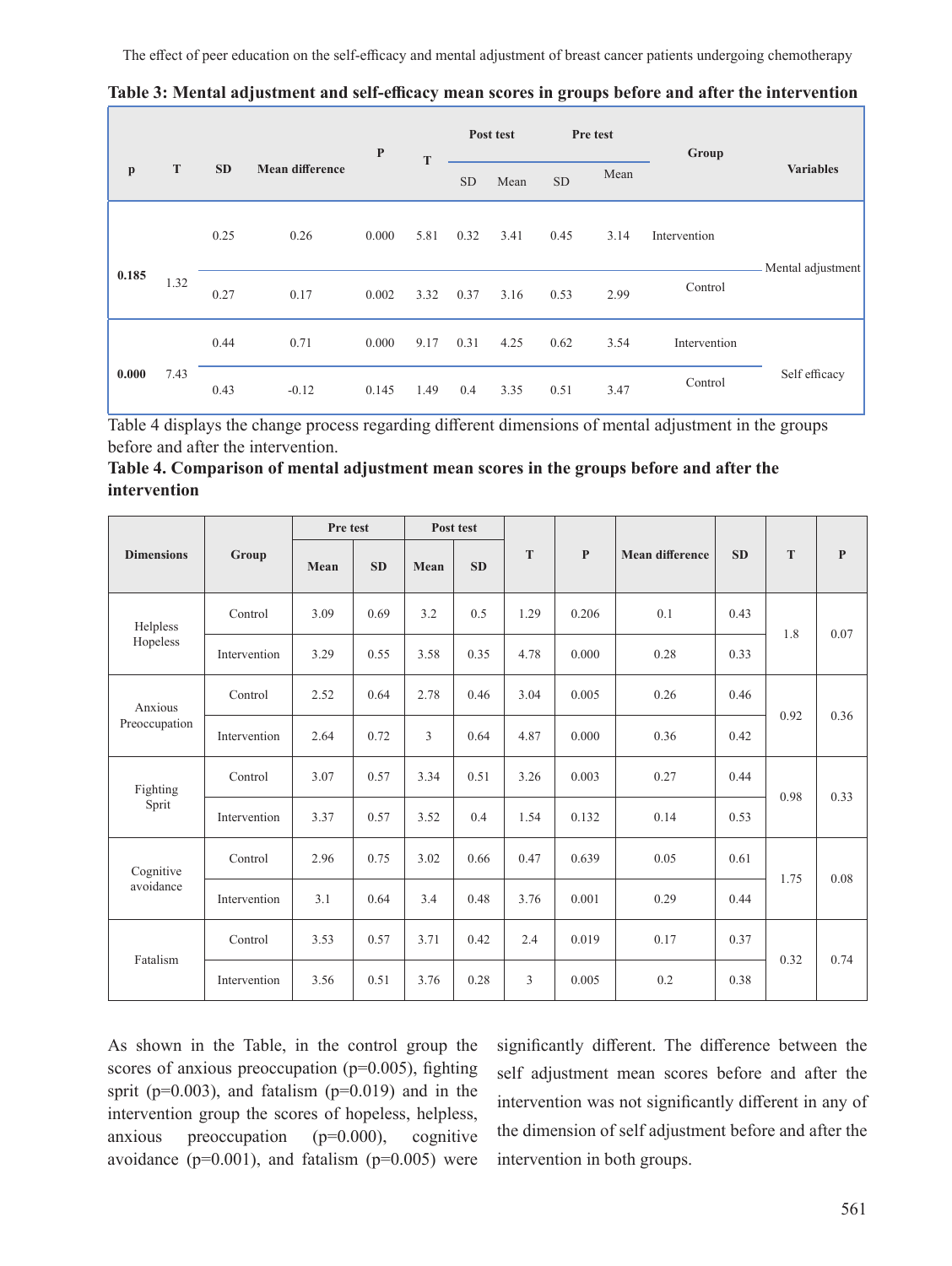**Table 3: Mental adjustment and self-efficacy mean scores in groups before and after the intervention**

| p | T | SD | Mean difference | P | T | Post test | | Pre test | | Group | Variables |
|---|---|---|---|---|---|---|---|---|---|---|---|
| | | | | | | SD | Mean | SD | Mean | | |
| 0.185 | 1.32 | 0.25 | 0.26 | 0.000 | 5.81 | 0.32 | 3.41 | 0.45 | 3.14 | Intervention | Mental adjustment |
| | | 0.27 | 0.17 | 0.002 | 3.32 | 0.37 | 3.16 | 0.53 | 2.99 | Control | |
| 0.000 | 7.43 | 0.44 | 0.71 | 0.000 | 9.17 | 0.31 | 4.25 | 0.62 | 3.54 | Intervention | Self efficacy |
| | | 0.43 | -0.12 | 0.145 | 1.49 | 0.4 | 3.35 | 0.51 | 3.47 | Control | |

Table 4 displays the change process regarding different dimensions of mental adjustment in the groups before and after the intervention.

**Table 4. Comparison of mental adjustment mean scores in the groups before and after the intervention**

| Dimensions | Group | Pre test | | Post test | | T | P | Mean difference | SD | T | P |
|---|---|---|---|---|---|---|---|---|---|---|---|
| | | Mean | SD | Mean | SD | | | | | | |
| Helpless Hopeless | Control | 3.09 | 0.69 | 3.2 | 0.5 | 1.29 | 0.206 | 0.1 | 0.43 | 1.8 | 0.07 |
| | Intervention | 3.29 | 0.55 | 3.58 | 0.35 | 4.78 | 0.000 | 0.28 | 0.33 | | |
| Anxious Preoccupation | Control | 2.52 | 0.64 | 2.78 | 0.46 | 3.04 | 0.005 | 0.26 | 0.46 | 0.92 | 0.36 |
| | Intervention | 2.64 | 0.72 | 3 | 0.64 | 4.87 | 0.000 | 0.36 | 0.42 | | |
| Fighting Sprit | Control | 3.07 | 0.57 | 3.34 | 0.51 | 3.26 | 0.003 | 0.27 | 0.44 | 0.98 | 0.33 |
| | Intervention | 3.37 | 0.57 | 3.52 | 0.4 | 1.54 | 0.132 | 0.14 | 0.53 | | |
| Cognitive avoidance | Control | 2.96 | 0.75 | 3.02 | 0.66 | 0.47 | 0.639 | 0.05 | 0.61 | 1.75 | 0.08 |
| | Intervention | 3.1 | 0.64 | 3.4 | 0.48 | 3.76 | 0.001 | 0.29 | 0.44 | | |
| Fatalism | Control | 3.53 | 0.57 | 3.71 | 0.42 | 2.4 | 0.019 | 0.17 | 0.37 | 0.32 | 0.74 |
| | Intervention | 3.56 | 0.51 | 3.76 | 0.28 | 3 | 0.005 | 0.2 | 0.38 | | |

As shown in the Table, in the control group the scores of anxious preoccupation (p=0.005), fighting sprit (p=0.003), and fatalism (p=0.019) and in the intervention group the scores of hopeless, helpless, anxious preoccupation (p=0.000), cognitive avoidance (p=0.001), and fatalism (p=0.005) were significantly different. The difference between the self adjustment mean scores before and after the intervention was not significantly different in any of the dimension of self adjustment before and after the intervention in both groups.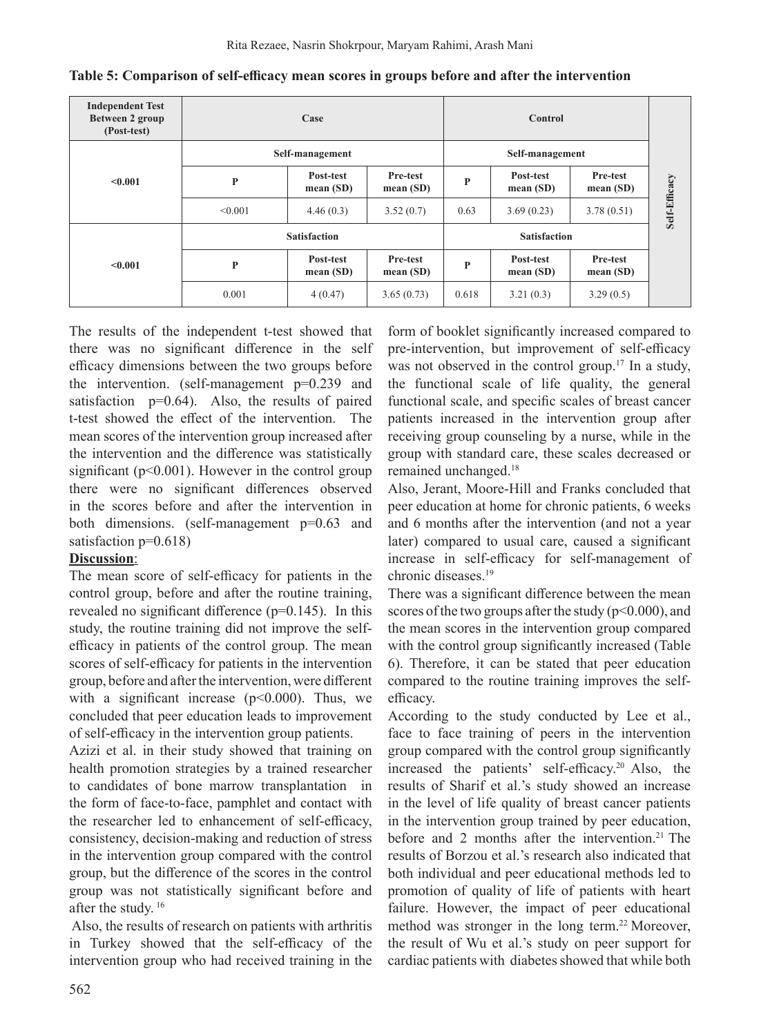**Table 5: Comparison of self-efficacy mean scores in groups before and after the intervention**

| Independent Test Between 2 group (Post-test) | Case | | | Control | | | |
|---|---|---|---|---|---|---|---|
| | Self-management | | | Self-management | | | Self-Efficacy |
| <0.001 | P | Post-test mean (SD) | Pre-test mean (SD) | P | Post-test mean (SD) | Pre-test mean (SD) | |
| | <0.001 | 4.46 (0.3) | 3.52 (0.7) | 0.63 | 3.69 (0.23) | 3.78 (0.51) | |
| | Satisfaction | | | Satisfaction | | | |
| <0.001 | P | Post-test mean (SD) | Pre-test mean (SD) | P | Post-test mean (SD) | Pre-test mean (SD) | |
| | 0.001 | 4 (0.47) | 3.65 (0.73) | 0.618 | 3.21 (0.3) | 3.29 (0.5) | |

The results of the independent t-test showed that there was no significant difference in the self efficacy dimensions between the two groups before the intervention. (self-management p=0.239 and satisfaction p=0.64). Also, the results of paired t-test showed the effect of the intervention. The mean scores of the intervention group increased after the intervention and the difference was statistically significant (p<0.001). However in the control group there were no significant differences observed in the scores before and after the intervention in both dimensions. (self-management p=0.63 and satisfaction p=0.618)

**Discussion**:

The mean score of self-efficacy for patients in the control group, before and after the routine training, revealed no significant difference (p=0.145). In this study, the routine training did not improve the self-efficacy in patients of the control group. The mean scores of self-efficacy for patients in the intervention group, before and after the intervention, were different with a significant increase (p<0.000). Thus, we concluded that peer education leads to improvement of self-efficacy in the intervention group patients.

Azizi et al. in their study showed that training on health promotion strategies by a trained researcher to candidates of bone marrow transplantation in the form of face-to-face, pamphlet and contact with the researcher led to enhancement of self-efficacy, consistency, decision-making and reduction of stress in the intervention group compared with the control group, but the difference of the scores in the control group was not statistically significant before and after the study. [16]

Also, the results of research on patients with arthritis in Turkey showed that the self-efficacy of the intervention group who had received training in the form of booklet significantly increased compared to pre-intervention, but improvement of self-efficacy was not observed in the control group.[17] In a study, the functional scale of life quality, the general functional scale, and specific scales of breast cancer patients increased in the intervention group after receiving group counseling by a nurse, while in the group with standard care, these scales decreased or remained unchanged.[18]

Also, Jerant, Moore-Hill and Franks concluded that peer education at home for chronic patients, 6 weeks and 6 months after the intervention (and not a year later) compared to usual care, caused a significant increase in self-efficacy for self-management of chronic diseases.[19]

There was a significant difference between the mean scores of the two groups after the study (p<0.000), and the mean scores in the intervention group compared with the control group significantly increased (Table 6). Therefore, it can be stated that peer education compared to the routine training improves the self-efficacy.

According to the study conducted by Lee et al., face to face training of peers in the intervention group compared with the control group significantly increased the patients' self-efficacy.[20] Also, the results of Sharif et al.'s study showed an increase in the level of life quality of breast cancer patients in the intervention group trained by peer education, before and 2 months after the intervention.[21] The results of Borzou et al.'s research also indicated that both individual and peer educational methods led to promotion of quality of life of patients with heart failure. However, the impact of peer educational method was stronger in the long term.[22] Moreover, the result of Wu et al.'s study on peer support for cardiac patients with diabetes showed that while both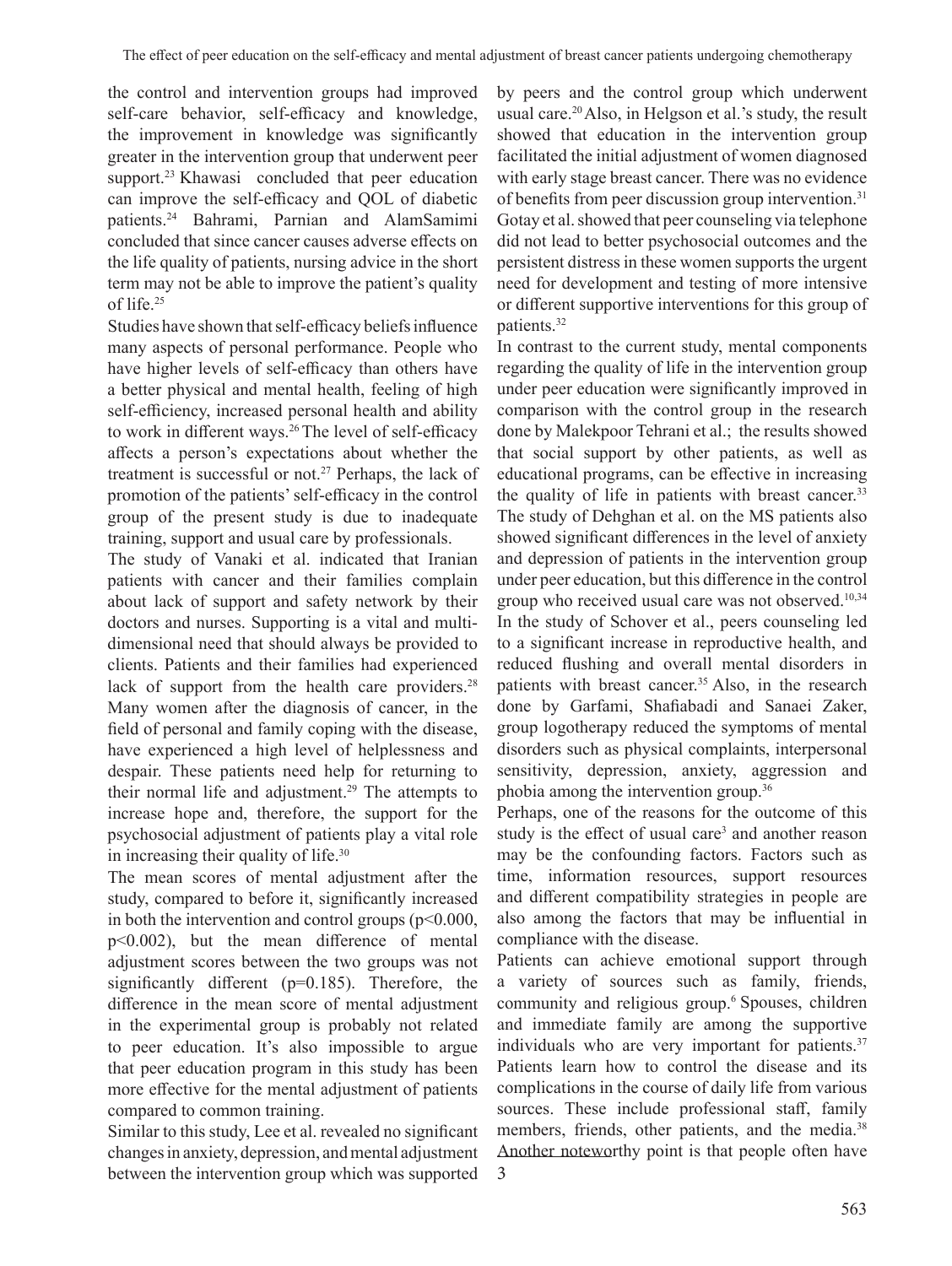the control and intervention groups had improved self-care behavior, self-efficacy and knowledge, the improvement in knowledge was significantly greater in the intervention group that underwent peer support.[23] Khawasi concluded that peer education can improve the self-efficacy and QOL of diabetic patients.[24] Bahrami, Parnian and AlamSamimi concluded that since cancer causes adverse effects on the life quality of patients, nursing advice in the short term may not be able to improve the patient's quality of life.[25]

Studies have shown that self-efficacy beliefs influence many aspects of personal performance. People who have higher levels of self-efficacy than others have a better physical and mental health, feeling of high self-efficiency, increased personal health and ability to work in different ways.[26] The level of self-efficacy affects a person's expectations about whether the treatment is successful or not.[27] Perhaps, the lack of promotion of the patients' self-efficacy in the control group of the present study is due to inadequate training, support and usual care by professionals.

The study of Vanaki et al. indicated that Iranian patients with cancer and their families complain about lack of support and safety network by their doctors and nurses. Supporting is a vital and multi-dimensional need that should always be provided to clients. Patients and their families had experienced lack of support from the health care providers.[28] Many women after the diagnosis of cancer, in the field of personal and family coping with the disease, have experienced a high level of helplessness and despair. These patients need help for returning to their normal life and adjustment.[29] The attempts to increase hope and, therefore, the support for the psychosocial adjustment of patients play a vital role in increasing their quality of life.[30]

The mean scores of mental adjustment after the study, compared to before it, significantly increased in both the intervention and control groups ($p<0.000$, $p<0.002$), but the mean difference of mental adjustment scores between the two groups was not significantly different ($p=0.185$). Therefore, the difference in the mean score of mental adjustment in the experimental group is probably not related to peer education. It's also impossible to argue that peer education program in this study has been more effective for the mental adjustment of patients compared to common training.

Similar to this study, Lee et al. revealed no significant changes in anxiety, depression, and mental adjustment between the intervention group which was supported by peers and the control group which underwent usual care.[20] Also, in Helgson et al.'s study, the result showed that education in the intervention group facilitated the initial adjustment of women diagnosed with early stage breast cancer. There was no evidence of benefits from peer discussion group intervention.[31] Gotay et al. showed that peer counseling via telephone did not lead to better psychosocial outcomes and the persistent distress in these women supports the urgent need for development and testing of more intensive or different supportive interventions for this group of patients.[32]

In contrast to the current study, mental components regarding the quality of life in the intervention group under peer education were significantly improved in comparison with the control group in the research done by Malekpoor Tehrani et al.; the results showed that social support by other patients, as well as educational programs, can be effective in increasing the quality of life in patients with breast cancer.[33] The study of Dehghan et al. on the MS patients also showed significant differences in the level of anxiety and depression of patients in the intervention group under peer education, but this difference in the control group who received usual care was not observed.[10,34] In the study of Schover et al., peers counseling led to a significant increase in reproductive health, and reduced flushing and overall mental disorders in patients with breast cancer.[35] Also, in the research done by Garfami, Shafiabadi and Sanaei Zaker, group logotherapy reduced the symptoms of mental disorders such as physical complaints, interpersonal sensitivity, depression, anxiety, aggression and phobia among the intervention group.[36]

Perhaps, one of the reasons for the outcome of this study is the effect of usual care[3] and another reason may be the confounding factors. Factors such as time, information resources, support resources and different compatibility strategies in people are also among the factors that may be influential in compliance with the disease.

Patients can achieve emotional support through a variety of sources such as family, friends, community and religious group.[6] Spouses, children and immediate family are among the supportive individuals who are very important for patients.[37] Patients learn how to control the disease and its complications in the course of daily life from various sources. These include professional staff, family members, friends, other patients, and the media.[38] Another noteworthy point is that people often have 3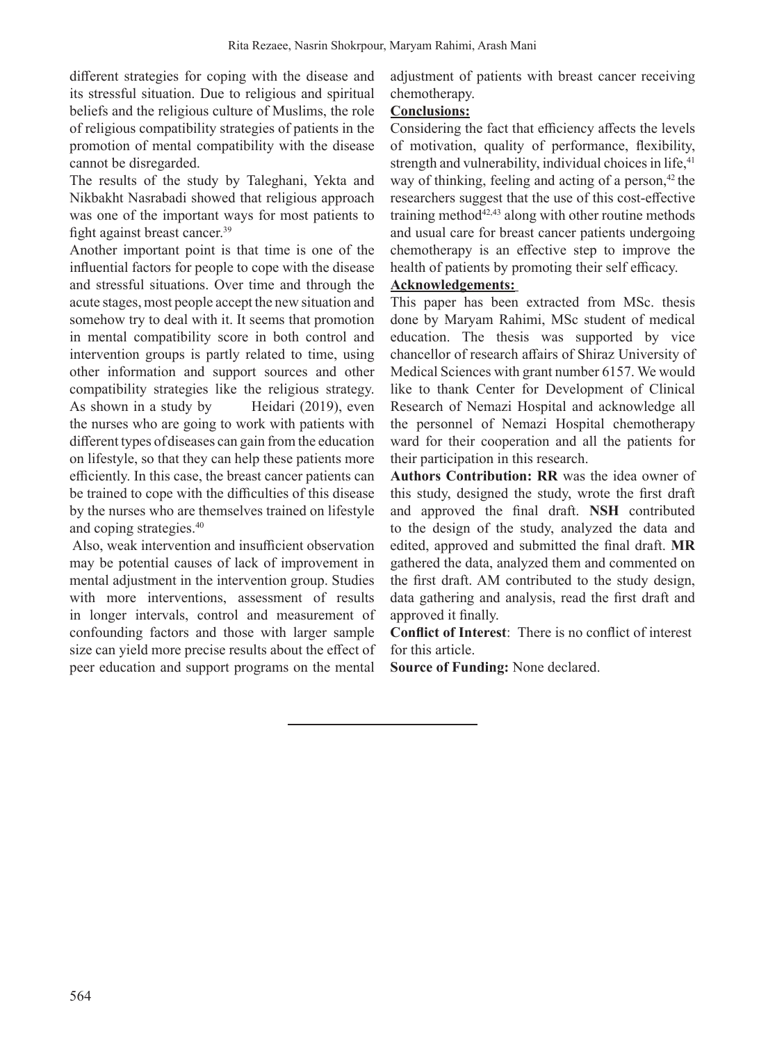different strategies for coping with the disease and its stressful situation. Due to religious and spiritual beliefs and the religious culture of Muslims, the role of religious compatibility strategies of patients in the promotion of mental compatibility with the disease cannot be disregarded.

The results of the study by Taleghani, Yekta and Nikbakht Nasrabadi showed that religious approach was one of the important ways for most patients to fight against breast cancer.[39]

Another important point is that time is one of the influential factors for people to cope with the disease and stressful situations. Over time and through the acute stages, most people accept the new situation and somehow try to deal with it. It seems that promotion in mental compatibility score in both control and intervention groups is partly related to time, using other information and support sources and other compatibility strategies like the religious strategy. As shown in a study by Heidari (2019), even the nurses who are going to work with patients with different types of diseases can gain from the education on lifestyle, so that they can help these patients more efficiently. In this case, the breast cancer patients can be trained to cope with the difficulties of this disease by the nurses who are themselves trained on lifestyle and coping strategies.[40]

Also, weak intervention and insufficient observation may be potential causes of lack of improvement in mental adjustment in the intervention group. Studies with more interventions, assessment of results in longer intervals, control and measurement of confounding factors and those with larger sample size can yield more precise results about the effect of peer education and support programs on the mental adjustment of patients with breast cancer receiving chemotherapy.

## Conclusions:

Considering the fact that efficiency affects the levels of motivation, quality of performance, flexibility, strength and vulnerability, individual choices in life,[41] way of thinking, feeling and acting of a person,[42] the researchers suggest that the use of this cost-effective training method[42,43] along with other routine methods and usual care for breast cancer patients undergoing chemotherapy is an effective step to improve the health of patients by promoting their self efficacy.

## Acknowledgements:

This paper has been extracted from MSc. thesis done by Maryam Rahimi, MSc student of medical education. The thesis was supported by vice chancellor of research affairs of Shiraz University of Medical Sciences with grant number 6157. We would like to thank Center for Development of Clinical Research of Nemazi Hospital and acknowledge all the personnel of Nemazi Hospital chemotherapy ward for their cooperation and all the patients for their participation in this research.

**Authors Contribution:** **RR** was the idea owner of this study, designed the study, wrote the first draft and approved the final draft. **NSH** contributed to the design of the study, analyzed the data and edited, approved and submitted the final draft. **MR** gathered the data, analyzed them and commented on the first draft. AM contributed to the study design, data gathering and analysis, read the first draft and approved it finally.

**Conflict of Interest**: There is no conflict of interest for this article.

**Source of Funding:** None declared.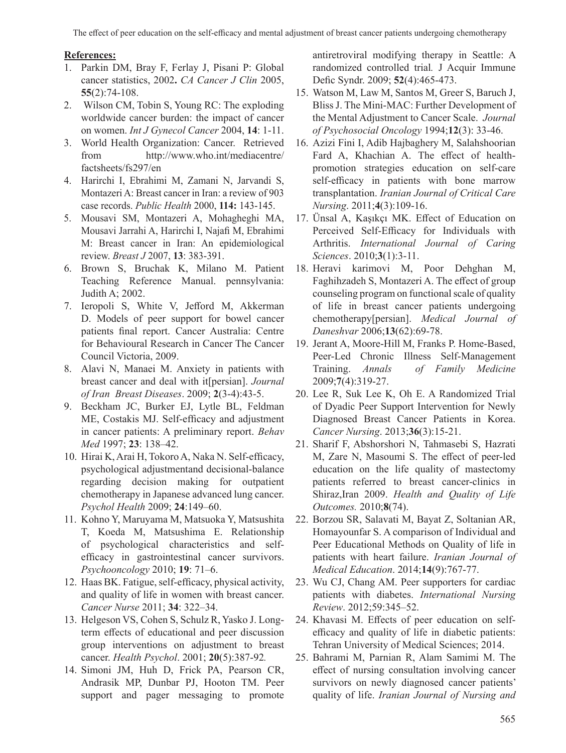**References:**

1. Parkin DM, Bray F, Ferlay J, Pisani P: Global cancer statistics, 2002**.** *CA Cancer J Clin* 2005, **55**(2):74-108.
2. Wilson CM, Tobin S, Young RC: The exploding worldwide cancer burden: the impact of cancer on women. *Int J Gynecol Cancer* 2004, **14**: 1-11.
3. World Health Organization: Cancer. Retrieved from http://www.who.int/mediacentre/factsheets/fs297/en
4. Harirchi I, Ebrahimi M, Zamani N, Jarvandi S, Montazeri A: Breast cancer in Iran: a review of 903 case records. *Public Health* 2000, **114:** 143-145.
5. Mousavi SM, Montazeri A, Mohagheghi MA, Mousavi Jarrahi A, Harirchi I, Najafi M, Ebrahimi M: Breast cancer in Iran: An epidemiological review. *Breast J* 2007, **13**: 383-391.
6. Brown S, Bruchak K, Milano M. Patient Teaching Reference Manual. pennsylvania: Judith A; 2002.
7. Ieropoli S, White V, Jefford M, Akkerman D. Models of peer support for bowel cancer patients final report. Cancer Australia: Centre for Behavioural Research in Cancer The Cancer Council Victoria, 2009.
8. Alavi N, Manaei M. Anxiety in patients with breast cancer and deal with it[persian]. *Journal of Iran Breast Diseases*. 2009; **2**(3-4):43-5.
9. Beckham JC, Burker EJ, Lytle BL, Feldman ME, Costakis MJ. Self-efficacy and adjustment in cancer patients: A preliminary report. *Behav Med* 1997; **23**: 138–42.
10. Hirai K, Arai H, Tokoro A, Naka N. Self-efficacy, psychological adjustmentand decisional-balance regarding decision making for outpatient chemotherapy in Japanese advanced lung cancer. *Psychol Health* 2009; **24**:149–60.
11. Kohno Y, Maruyama M, Matsuoka Y, Matsushita T, Koeda M, Matsushima E. Relationship of psychological characteristics and self-efficacy in gastrointestinal cancer survivors. *Psychooncology* 2010; **19**: 71–6.
12. Haas BK. Fatigue, self-efficacy, physical activity, and quality of life in women with breast cancer. *Cancer Nurse* 2011; **34**: 322–34.
13. Helgeson VS, Cohen S, Schulz R, Yasko J. Long-term effects of educational and peer discussion group interventions on adjustment to breast cancer. *Health Psychol*. 2001; **20**(5):387-92*.*
14. Simoni JM, Huh D, Frick PA, Pearson CR, Andrasik MP, Dunbar PJ, Hooton TM. Peer support and pager messaging to promote antiretroviral modifying therapy in Seattle: A randomized controlled trial*.* J Acquir Immune Defic Syndr. 2009; **52**(4):465-473.
15. Watson M, Law M, Santos M, Greer S, Baruch J, Bliss J. The Mini-MAC: Further Development of the Mental Adjustment to Cancer Scale. *Journal of Psychosocial Oncology* 1994;**12**(3): 33-46.
16. Azizi Fini I, Adib Hajbaghery M, Salahshoorian Fard A, Khachian A. The effect of health-promotion strategies education on self-care self-efficacy in patients with bone marrow transplantation. *Iranian Journal of Critical Care Nursing*. 2011;**4**(3):109-16.
17. Ünsal A, Kaşıkçı MK. Effect of Education on Perceived Self-Efficacy for Individuals with Arthritis. *International Journal of Caring Sciences*. 2010;**3**(1):3-11.
18. Heravi karimovi M, Poor Dehghan M, Faghihzadeh S, Montazeri A. The effect of group counseling program on functional scale of quality of life in breast cancer patients undergoing chemotherapy[persian]. *Medical Journal of Daneshvar* 2006;**13**(62):69-78.
19. Jerant A, Moore-Hill M, Franks P. Home-Based, Peer-Led Chronic Illness Self-Management Training. *Annals of Family Medicine* 2009;**7**(4):319-27.
20. Lee R, Suk Lee K, Oh E. A Randomized Trial of Dyadic Peer Support Intervention for Newly Diagnosed Breast Cancer Patients in Korea. *Cancer Nursing*. 2013;**36**(3):15-21.
21. Sharif F, Abshorshori N, Tahmasebi S, Hazrati M, Zare N, Masoumi S. The effect of peer-led education on the life quality of mastectomy patients referred to breast cancer-clinics in Shiraz,Iran 2009. *Health and Quality of Life Outcomes.* 2010;**8**(74).
22. Borzou SR, Salavati M, Bayat Z, Soltanian AR, Homayounfar S. A comparison of Individual and Peer Educational Methods on Quality of life in patients with heart failure. *Iranian Journal of Medical Education*. 2014;**14**(9):767-77.
23. Wu CJ, Chang AM. Peer supporters for cardiac patients with diabetes. *International Nursing Review*. 2012;59:345–52.
24. Khavasi M. Effects of peer education on self-efficacy and quality of life in diabetic patients: Tehran University of Medical Sciences; 2014.
25. Bahrami M, Parnian R, Alam Samimi M. The effect of nursing consultation involving cancer survivors on newly diagnosed cancer patients' quality of life. *Iranian Journal of Nursing and*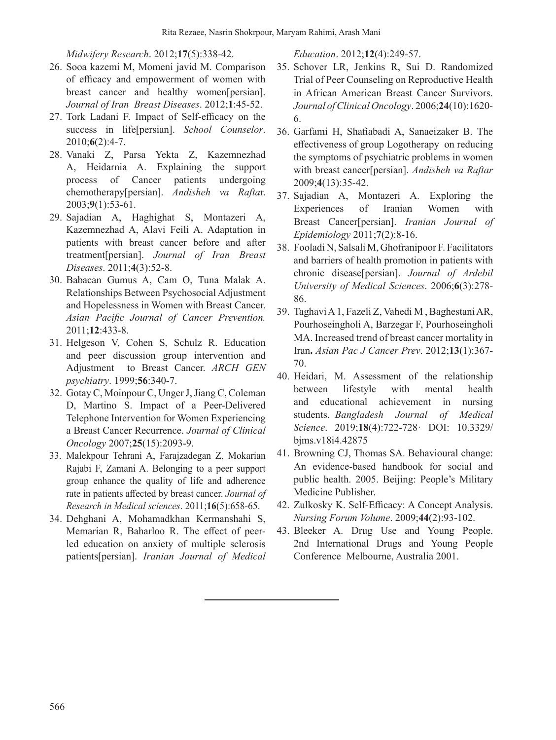*Midwifery Research*. 2012;**17**(5):338-42.

26. Sooa kazemi M, Momeni javid M. Comparison of efficacy and empowerment of women with breast cancer and healthy women[persian]. *Journal of Iran Breast Diseases*. 2012;**1**:45-52.
27. Tork Ladani F. Impact of Self-efficacy on the success in life[persian]. *School Counselor*. 2010;**6**(2):4-7.
28. Vanaki Z, Parsa Yekta Z, Kazemnezhad A, Heidarnia A. Explaining the support process of Cancer patients undergoing chemotherapy[persian]. *Andisheh va Rafta*r. 2003;**9**(1):53-61.
29. Sajadian A, Haghighat S, Montazeri A, Kazemnezhad A, Alavi Feili A. Adaptation in patients with breast cancer before and after treatment[persian]. *Journal of Iran Breast Diseases*. 2011;**4**(3):52-8.
30. Babacan Gumus A, Cam O, Tuna Malak A. Relationships Between Psychosocial Adjustment and Hopelessness in Women with Breast Cancer. *Asian Pacific Journal of Cancer Prevention.* 2011;**12**:433-8.
31. Helgeson V, Cohen S, Schulz R. Education and peer discussion group intervention and Adjustment to Breast Cancer. *ARCH GEN psychiatry*. 1999;**56**:340-7.
32. Gotay C, Moinpour C, Unger J, Jiang C, Coleman D, Martino S. Impact of a Peer-Delivered Telephone Intervention for Women Experiencing a Breast Cancer Recurrence. *Journal of Clinical Oncology* 2007;**25**(15):2093-9.
33. Malekpour Tehrani A, Farajzadegan Z, Mokarian Rajabi F, Zamani A. Belonging to a peer support group enhance the quality of life and adherence rate in patients affected by breast cancer. *Journal of Research in Medical sciences*. 2011;**16**(5):658-65.
34. Dehghani A, Mohamadkhan Kermanshahi S, Memarian R, Baharloo R. The effect of peer-led education on anxiety of multiple sclerosis patients[persian]. *Iranian Journal of Medical Education*. 2012;**12**(4):249-57.
35. Schover LR, Jenkins R, Sui D. Randomized Trial of Peer Counseling on Reproductive Health in African American Breast Cancer Survivors. *Journal of Clinical Oncology*. 2006;**24**(10):1620-6.
36. Garfami H, Shafiabadi A, Sanaeizaker B. The effectiveness of group Logotherapy on reducing the symptoms of psychiatric problems in women with breast cancer[persian]. *Andisheh va Raftar* 2009;**4**(13):35-42.
37. Sajadian A, Montazeri A. Exploring the Experiences of Iranian Women with Breast Cancer[persian]. *Iranian Journal of Epidemiology* 2011;**7**(2):8-16.
38. Fooladi N, Salsali M, Ghofranipoor F. Facilitators and barriers of health promotion in patients with chronic disease[persian]. *Journal of Ardebil University of Medical Sciences*. 2006;**6**(3):278-86.
39. Taghavi A 1, Fazeli Z, Vahedi M , Baghestani AR, Pourhoseingholi A, Barzegar F, Pourhoseingholi MA. Increased trend of breast cancer mortality in Iran**.** *Asian Pac J Cancer Prev*. 2012;**13**(1):367-70.
40. Heidari, M. Assessment of the relationship between lifestyle with mental health and educational achievement in nursing students. *Bangladesh Journal of Medical Science*. 2019;**18**(4):722-728· DOI: 10.3329/bjms.v18i4.42875
41. Browning CJ, Thomas SA. Behavioural change: An evidence-based handbook for social and public health. 2005. Beijing: People's Military Medicine Publisher.
42. Zulkosky K. Self-Efficacy: A Concept Analysis. *Nursing Forum Volume*. 2009;**44**(2):93-102.
43. Bleeker A. Drug Use and Young People. 2nd International Drugs and Young People Conference Melbourne, Australia 2001.